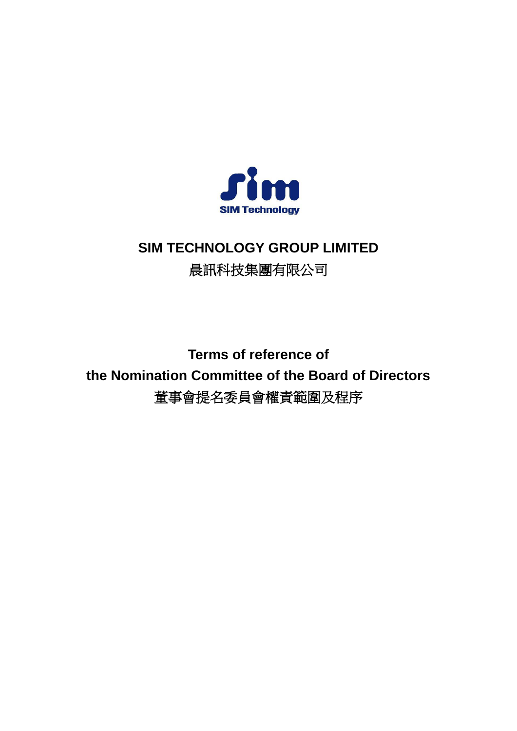SIM Technology

# SIM TECHNOLOGY GROUP LIMITED

# 晨訊科技集團有限公司

## Terms of reference of the Nomination Committee of the Board of Directors

## 董事會提名委員會權責範圍及程序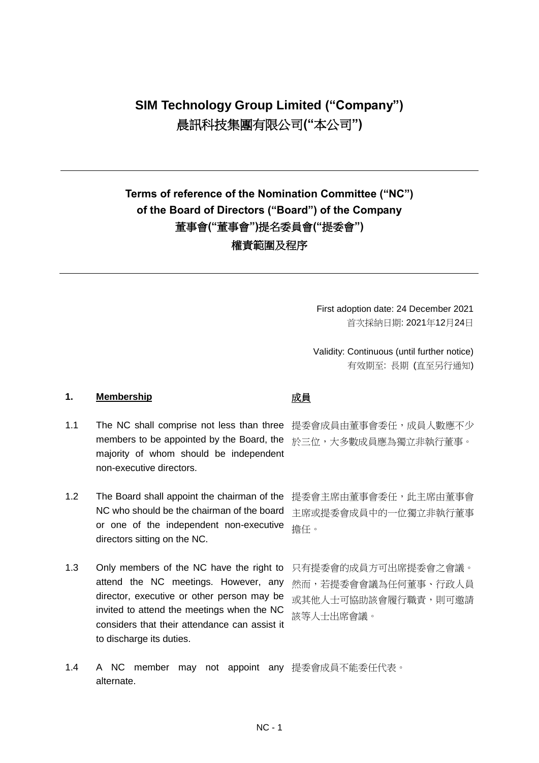# SIM Technology Group Limited ("Company")
# 晨訊科技集團有限公司("本公司")

---

## Terms of reference of the Nomination Committee ("NC") of the Board of Directors ("Board") of the Company
## 董事會("董事會")提名委員會("提委會")
## 權責範圍及程序

---

First adoption date: 24 December 2021
首次採納日期: 2021年12月24日

Validity: Continuous (until further notice)
有效期至: 長期 (直至另行通知)

**1. Membership** **成員**

1.1 The NC shall comprise not less than three members to be appointed by the Board, the majority of whom should be independent non-executive directors.

提委會成員由董事會委任，成員人數應不少於三位，大多數成員應為獨立非執行董事。

1.2 The Board shall appoint the chairman of the NC who should be the chairman of the board or one of the independent non-executive directors sitting on the NC.

提委會主席由董事會委任，此主席由董事會主席或提委會成員中的一位獨立非執行董事擔任。

1.3 Only members of the NC have the right to attend the NC meetings. However, any director, executive or other person may be invited to attend the meetings when the NC considers that their attendance can assist it to discharge its duties.

只有提委會的成員方可出席提委會之會議。然而，若提委會會議為任何董事、行政人員或其他人士可協助該會履行職責，則可邀請該等人士出席會議。

1.4 A NC member may not appoint any alternate.

提委會成員不能委任代表。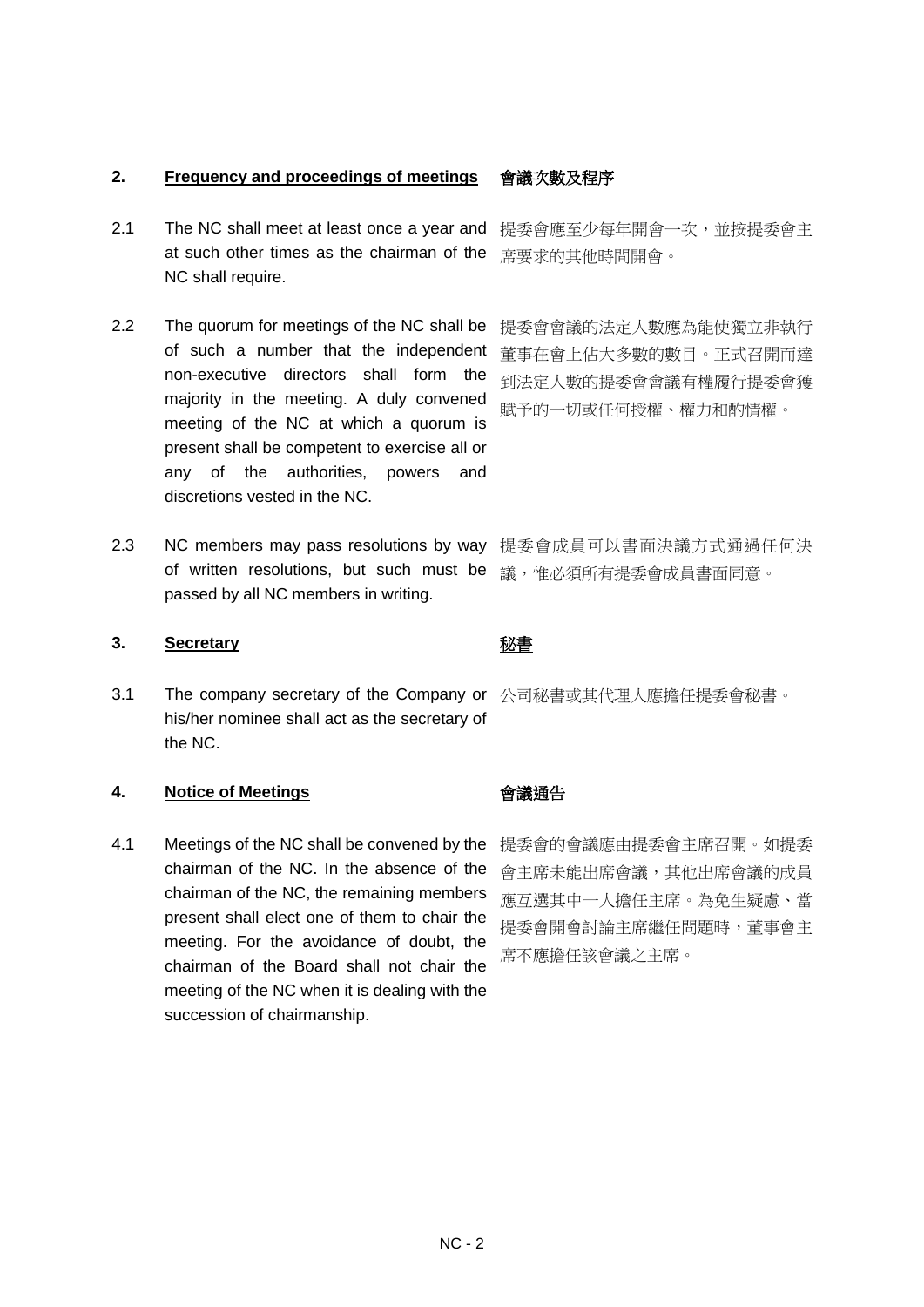## 2. Frequency and proceedings of meetings 會議次數及程序

2.1 The NC shall meet at least once a year and at such other times as the chairman of the NC shall require.

提委會應至少每年開會一次，並按提委會主席要求的其他時間開會。

2.2 The quorum for meetings of the NC shall be of such a number that the independent non-executive directors shall form the majority in the meeting. A duly convened meeting of the NC at which a quorum is present shall be competent to exercise all or any of the authorities, powers and discretions vested in the NC.

提委會會議的法定人數應為能使獨立非執行董事在會上佔大多數的數目。正式召開而達到法定人數的提委會會議有權履行提委會獲賦予的一切或任何授權、權力和酌情權。

2.3 NC members may pass resolutions by way of written resolutions, but such must be passed by all NC members in writing.

提委會成員可以書面決議方式通過任何決議，惟必須所有提委會成員書面同意。

## 3. Secretary 秘書

3.1 The company secretary of the Company or his/her nominee shall act as the secretary of the NC.

公司秘書或其代理人應擔任提委會秘書。

## 4. Notice of Meetings 會議通告

4.1 Meetings of the NC shall be convened by the chairman of the NC. In the absence of the chairman of the NC, the remaining members present shall elect one of them to chair the meeting. For the avoidance of doubt, the chairman of the Board shall not chair the meeting of the NC when it is dealing with the succession of chairmanship.

提委會的會議應由提委會主席召開。如提委會主席未能出席會議，其他出席會議的成員應互選其中一人擔任主席。為免生疑慮、當提委會開會討論主席繼任問題時，董事會主席不應擔任該會議之主席。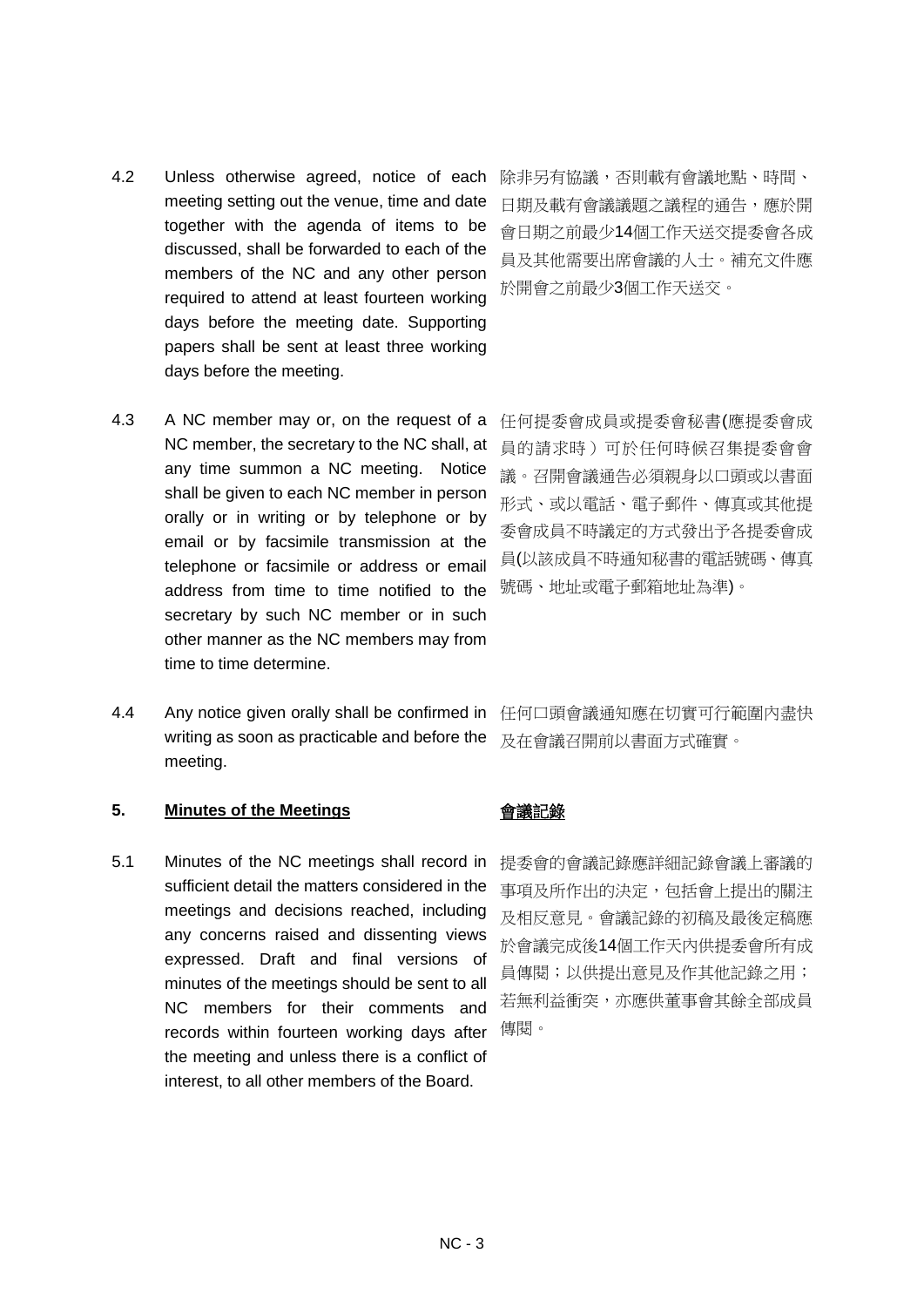4.2 Unless otherwise agreed, notice of each meeting setting out the venue, time and date together with the agenda of items to be discussed, shall be forwarded to each of the members of the NC and any other person required to attend at least fourteen working days before the meeting date. Supporting papers shall be sent at least three working days before the meeting.

除非另有協議，否則載有會議地點、時間、日期及載有會議議題之議程的通告，應於開會日期之前最少14個工作天送交提委會各成員及其他需要出席會議的人士。補充文件應於開會之前最少3個工作天送交。

4.3 A NC member may or, on the request of a NC member, the secretary to the NC shall, at any time summon a NC meeting. Notice shall be given to each NC member in person orally or in writing or by telephone or by email or by facsimile transmission at the telephone or facsimile or address or email address from time to time notified to the secretary by such NC member or in such other manner as the NC members may from time to time determine.

任何提委會成員或提委會秘書(應提委會成員的請求時）可於任何時候召集提委會會議。召開會議通告必須親身以口頭或以書面形式、或以電話、電子郵件、傳真或其他提委會成員不時議定的方式發出予各提委會成員(以該成員不時通知秘書的電話號碼、傳真號碼、地址或電子郵箱地址為準)。

4.4 Any notice given orally shall be confirmed in writing as soon as practicable and before the meeting.

任何口頭會議通知應在切實可行範圍內盡快及在會議召開前以書面方式確實。

## 5. Minutes of the Meetings

## 會議記錄

5.1 Minutes of the NC meetings shall record in sufficient detail the matters considered in the meetings and decisions reached, including any concerns raised and dissenting views expressed. Draft and final versions of minutes of the meetings should be sent to all NC members for their comments and records within fourteen working days after the meeting and unless there is a conflict of interest, to all other members of the Board.

提委會的會議記錄應詳細記錄會議上審議的事項及所作出的決定，包括會上提出的關注及相反意見。會議記錄的初稿及最後定稿應於會議完成後14個工作天內供提委會所有成員傳閱；以供提出意見及作其他記錄之用；若無利益衝突，亦應供董事會其餘全部成員傳閱。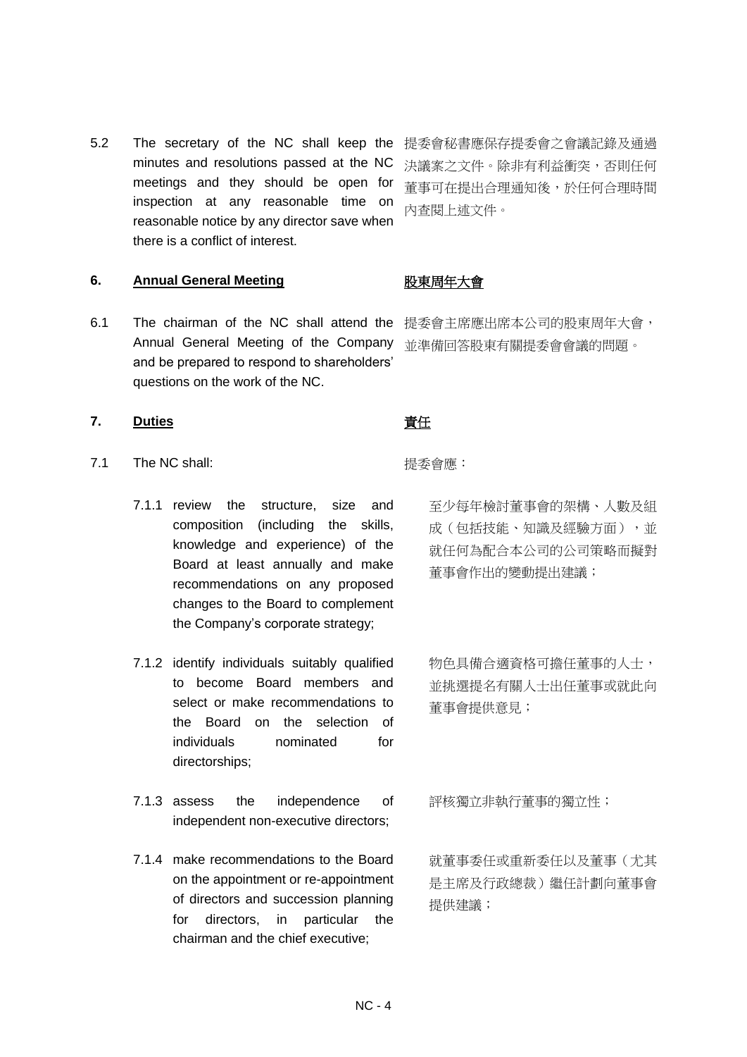5.2 The secretary of the NC shall keep the minutes and resolutions passed at the NC meetings and they should be open for inspection at any reasonable time on reasonable notice by any director save when there is a conflict of interest.

提委會秘書應保存提委會之會議記錄及通過決議案之文件。除非有利益衝突，否則任何董事可在提出合理通知後，於任何合理時間內查閱上述文件。

## 6. Annual General Meeting

## 股東周年大會

6.1 The chairman of the NC shall attend the Annual General Meeting of the Company and be prepared to respond to shareholders' questions on the work of the NC.

提委會主席應出席本公司的股東周年大會，並準備回答股東有關提委會會議的問題。

## 7. Duties

## 責任

7.1 The NC shall:

提委會應：

7.1.1 review the structure, size and composition (including the skills, knowledge and experience) of the Board at least annually and make recommendations on any proposed changes to the Board to complement the Company's corporate strategy;

至少每年檢討董事會的架構、人數及組成（包括技能、知識及經驗方面），並就任何為配合本公司的公司策略而擬對董事會作出的變動提出建議；

7.1.2 identify individuals suitably qualified to become Board members and select or make recommendations to the Board on the selection of individuals nominated for directorships;

物色具備合適資格可擔任董事的人士，並挑選提名有關人士出任董事或就此向董事會提供意見；

7.1.3 assess the independence of independent non-executive directors;

評核獨立非執行董事的獨立性；

7.1.4 make recommendations to the Board on the appointment or re-appointment of directors and succession planning for directors, in particular the chairman and the chief executive;

就董事委任或重新委任以及董事（尤其是主席及行政總裁）繼任計劃向董事會提供建議；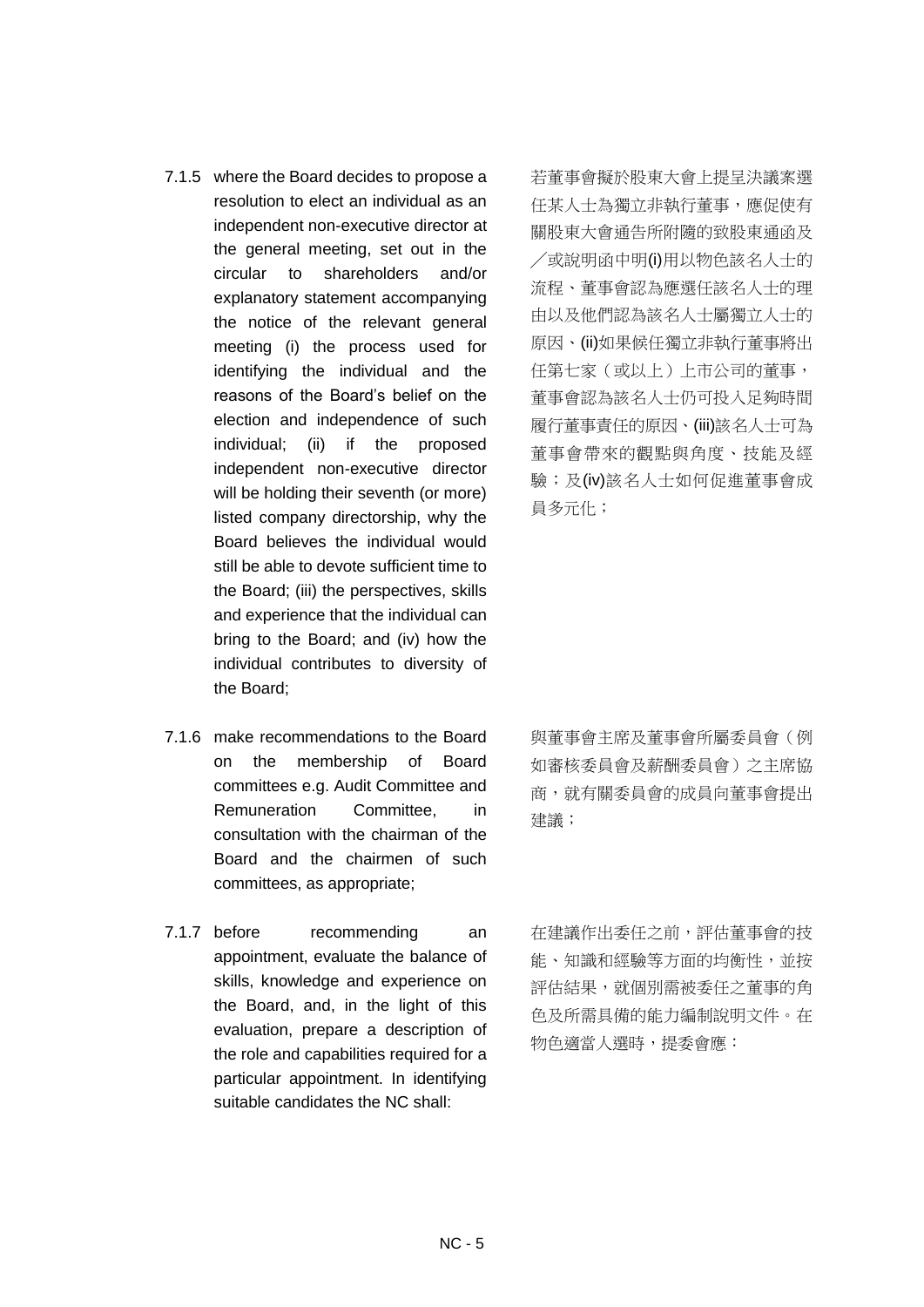7.1.5 where the Board decides to propose a resolution to elect an individual as an independent non-executive director at the general meeting, set out in the circular to shareholders and/or explanatory statement accompanying the notice of the relevant general meeting (i) the process used for identifying the individual and the reasons of the Board's belief on the election and independence of such individual; (ii) if the proposed independent non-executive director will be holding their seventh (or more) listed company directorship, why the Board believes the individual would still be able to devote sufficient time to the Board; (iii) the perspectives, skills and experience that the individual can bring to the Board; and (iv) how the individual contributes to diversity of the Board;

若董事會擬於股東大會上提呈決議案選任某人士為獨立非執行董事，應促使有關股東大會通告所附隨的致股東通函及╱或說明函中明(i)用以物色該名人士的流程、董事會認為應選任該名人士的理由以及他們認為該名人士屬獨立人士的原因、(ii)如果候任獨立非執行董事將出任第七家（或以上）上市公司的董事，董事會認為該名人士仍可投入足夠時間履行董事責任的原因、(iii)該名人士可為董事會帶來的觀點與角度、技能及經驗；及(iv)該名人士如何促進董事會成員多元化；

7.1.6 make recommendations to the Board on the membership of Board committees e.g. Audit Committee and Remuneration Committee, in consultation with the chairman of the Board and the chairmen of such committees, as appropriate;

與董事會主席及董事會所屬委員會（例如審核委員會及薪酬委員會）之主席協商，就有關委員會的成員向董事會提出建議；

7.1.7 before recommending an appointment, evaluate the balance of skills, knowledge and experience on the Board, and, in the light of this evaluation, prepare a description of the role and capabilities required for a particular appointment. In identifying suitable candidates the NC shall:

在建議作出委任之前，評估董事會的技能、知識和經驗等方面的均衡性，並按評估結果，就個別需被委任之董事的角色及所需具備的能力編制說明文件。在物色適當人選時，提委會應：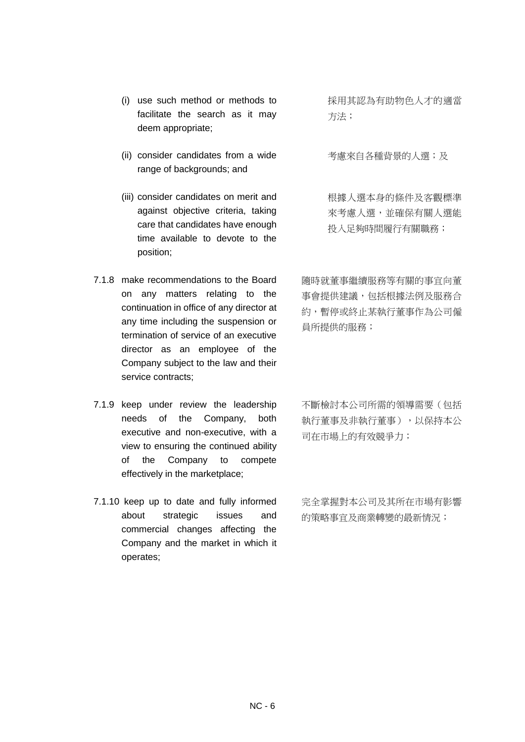(i) use such method or methods to facilitate the search as it may deem appropriate;

採用其認為有助物色人才的適當方法；

(ii) consider candidates from a wide range of backgrounds; and

考慮來自各種背景的人選；及

(iii) consider candidates on merit and against objective criteria, taking care that candidates have enough time available to devote to the position;

根據人選本身的條件及客觀標準來考慮人選，並確保有關人選能投入足夠時間履行有關職務；

7.1.8 make recommendations to the Board on any matters relating to the continuation in office of any director at any time including the suspension or termination of service of an executive director as an employee of the Company subject to the law and their service contracts;

隨時就董事繼續服務等有關的事宜向董事會提供建議，包括根據法例及服務合約，暫停或終止某執行董事作為公司僱員所提供的服務；

7.1.9 keep under review the leadership needs of the Company, both executive and non-executive, with a view to ensuring the continued ability of the Company to compete effectively in the marketplace;

不斷檢討本公司所需的領導需要（包括執行董事及非執行董事），以保持本公司在市場上的有效競爭力；

7.1.10 keep up to date and fully informed about strategic issues and commercial changes affecting the Company and the market in which it operates;

完全掌握對本公司及其所在市場有影響的策略事宜及商業轉變的最新情況；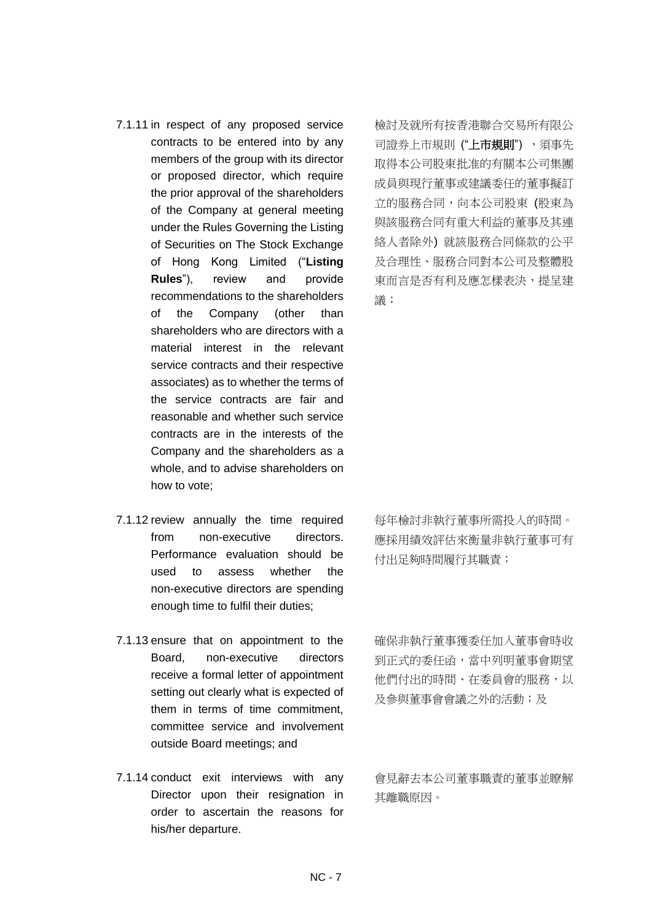7.1.11 in respect of any proposed service contracts to be entered into by any members of the group with its director or proposed director, which require the prior approval of the shareholders of the Company at general meeting under the Rules Governing the Listing of Securities on The Stock Exchange of Hong Kong Limited ("**Listing Rules**"), review and provide recommendations to the shareholders of the Company (other than shareholders who are directors with a material interest in the relevant service contracts and their respective associates) as to whether the terms of the service contracts are fair and reasonable and whether such service contracts are in the interests of the Company and the shareholders as a whole, and to advise shareholders on how to vote;

檢討及就所有按香港聯合交易所有限公司證券上市規則 ("**上市規則**") ，須事先取得本公司股東批准的有關本公司集團成員與現行董事或建議委任的董事擬訂立的服務合同，向本公司股東 (股東為與該服務合同有重大利益的董事及其連絡人者除外) 就該服務合同條款的公平及合理性、服務合同對本公司及整體股東而言是否有利及應怎樣表決，提呈建議；

7.1.12 review annually the time required from non-executive directors. Performance evaluation should be used to assess whether the non-executive directors are spending enough time to fulfil their duties;

每年檢討非執行董事所需投入的時間。應採用績效評估來衡量非執行董事可有付出足夠時間履行其職責；

7.1.13 ensure that on appointment to the Board, non-executive directors receive a formal letter of appointment setting out clearly what is expected of them in terms of time commitment, committee service and involvement outside Board meetings; and

確保非執行董事獲委任加入董事會時收到正式的委任函，當中列明董事會期望他們付出的時間、在委員會的服務，以及參與董事會會議之外的活動；及

7.1.14 conduct exit interviews with any Director upon their resignation in order to ascertain the reasons for his/her departure.

會見辭去本公司董事職責的董事並瞭解其離職原因。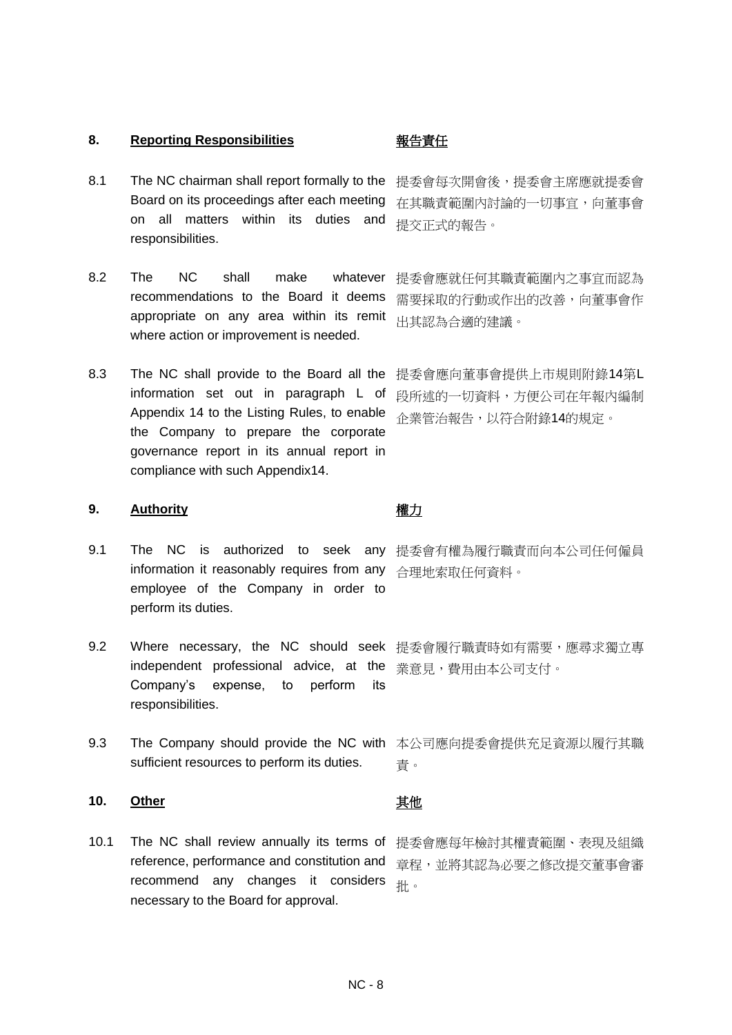## 8. Reporting Responsibilities

## 報告責任

8.1 The NC chairman shall report formally to the Board on its proceedings after each meeting on all matters within its duties and responsibilities.

提委會每次開會後，提委會主席應就提委會在其職責範圍內討論的一切事宜，向董事會提交正式的報告。

8.2 The NC shall make whatever recommendations to the Board it deems appropriate on any area within its remit where action or improvement is needed.

提委會應就任何其職責範圍內之事宜而認為需要採取的行動或作出的改善，向董事會作出其認為合適的建議。

8.3 The NC shall provide to the Board all the information set out in paragraph L of Appendix 14 to the Listing Rules, to enable the Company to prepare the corporate governance report in its annual report in compliance with such Appendix14.

提委會應向董事會提供上市規則附錄14第L段所述的一切資料，方便公司在年報內編制企業管治報告，以符合附錄14的規定。

## 9. Authority

## 權力

9.1 The NC is authorized to seek any information it reasonably requires from any employee of the Company in order to perform its duties.

提委會有權為履行職責而向本公司任何僱員合理地索取任何資料。

9.2 Where necessary, the NC should seek independent professional advice, at the Company's expense, to perform its responsibilities.

提委會履行職責時如有需要，應尋求獨立專業意見，費用由本公司支付。

9.3 The Company should provide the NC with sufficient resources to perform its duties.

本公司應向提委會提供充足資源以履行其職責。

## 10. Other

## 其他

10.1 The NC shall review annually its terms of reference, performance and constitution and recommend any changes it considers necessary to the Board for approval.

提委會應每年檢討其權責範圍、表現及組織章程，並將其認為必要之修改提交董事會審批。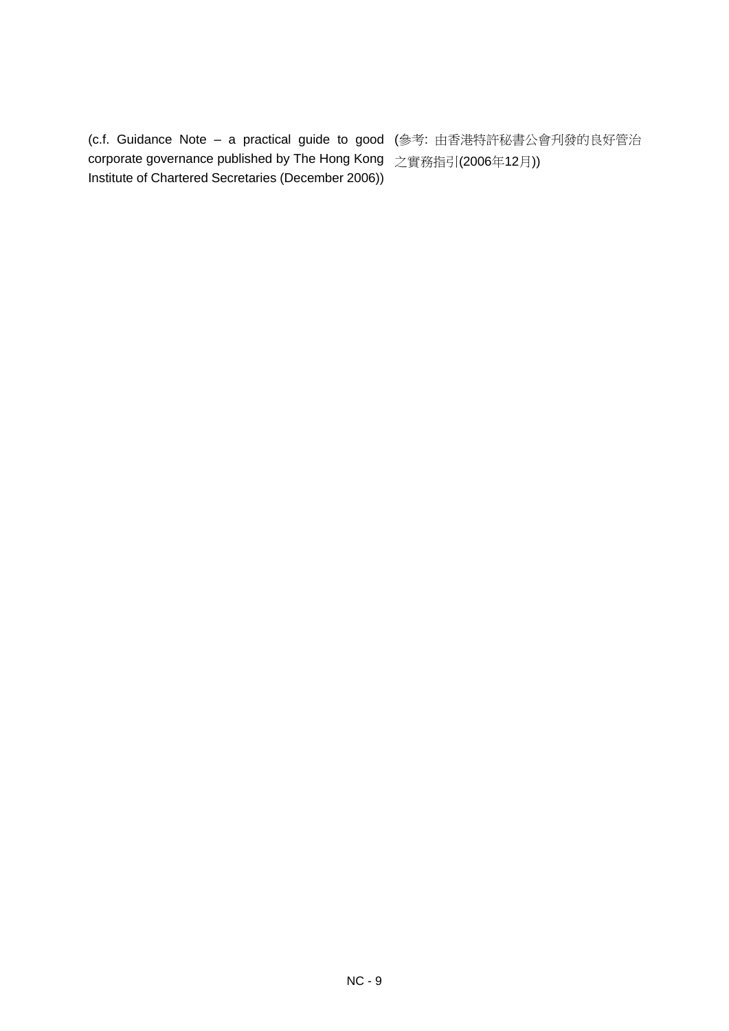(c.f. Guidance Note – a practical guide to good corporate governance published by The Hong Kong Institute of Chartered Secretaries (December 2006))

(參考: 由香港特許秘書公會刊發的良好管治之實務指引(2006年12月))